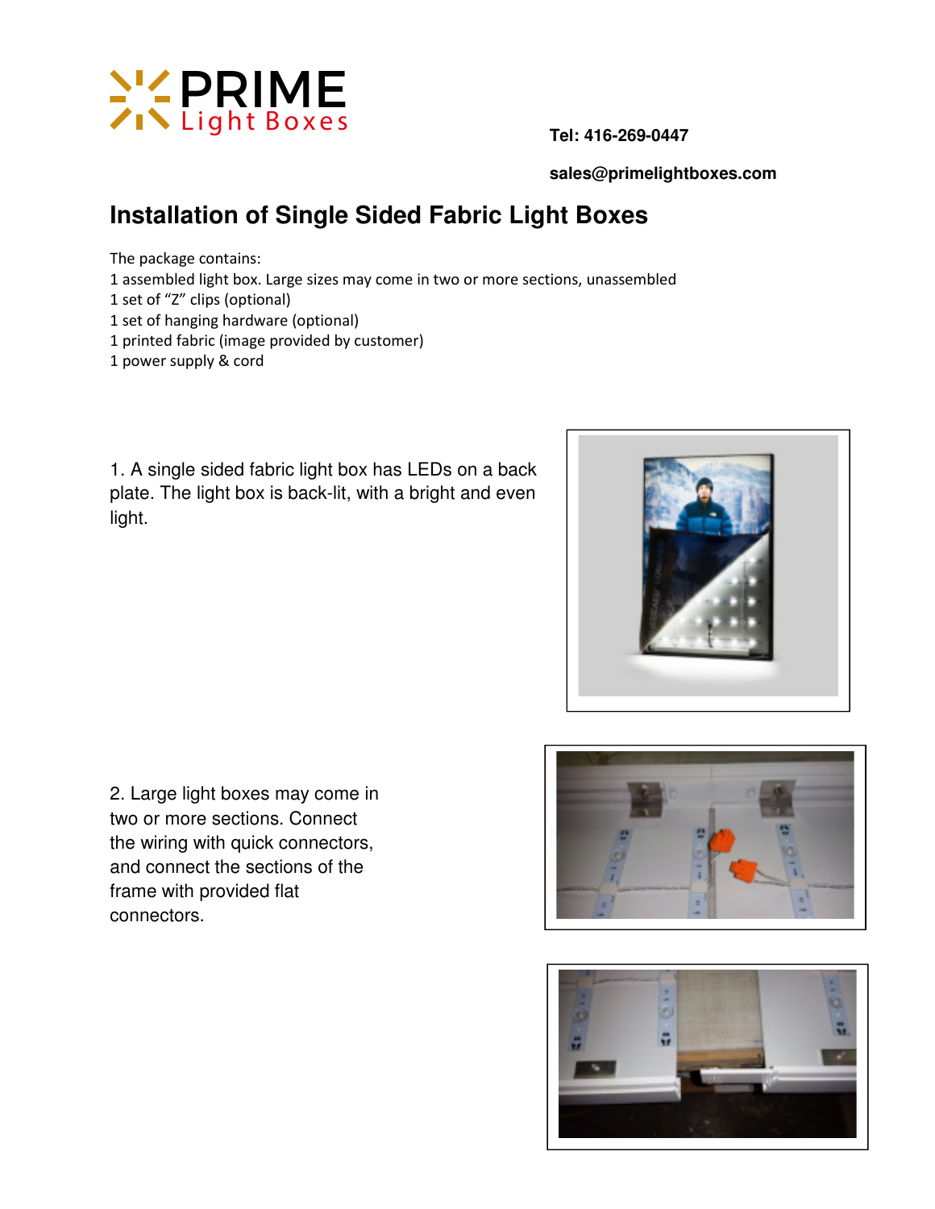PRIME Light Boxes

**Tel: 416-269-0447**

**sales@primelightboxes.com**

# Installation of Single Sided Fabric Light Boxes

The package contains:
1 assembled light box. Large sizes may come in two or more sections, unassembled
1 set of "Z" clips (optional)
1 set of hanging hardware (optional)
1 printed fabric (image provided by customer)
1 power supply & cord

1. A single sided fabric light box has LEDs on a back plate. The light box is back-lit, with a bright and even light.

2. Large light boxes may come in two or more sections. Connect the wiring with quick connectors, and connect the sections of the frame with provided flat connectors.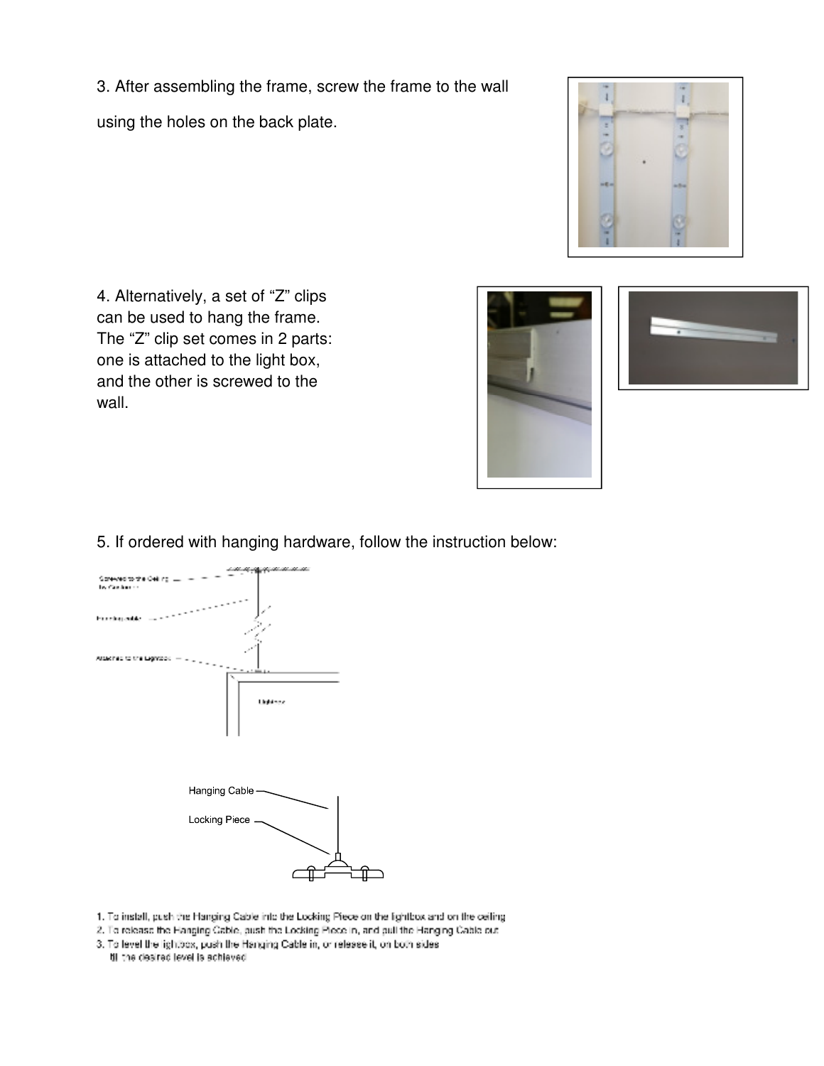3. After assembling the frame, screw the frame to the wall using the holes on the back plate.

4. Alternatively, a set of “Z” clips can be used to hang the frame. The “Z” clip set comes in 2 parts: one is attached to the light box, and the other is screwed to the wall.

5. If ordered with hanging hardware, follow the instruction below:

Screwed to the Ceiling

Hanging cable

Attached to the Lightbox

Lightbox

Hanging Cable

Locking Piece

1. To install, push the Hanging Cable into the Locking Piece on the lightbox and on the ceiling
2. To release the Hanging Cable, push the Locking Piece in, and pull the Hanging Cable out
3. To level the lightbox, push the Hanging Cable in, or release it, on both sides till the desired level is achieved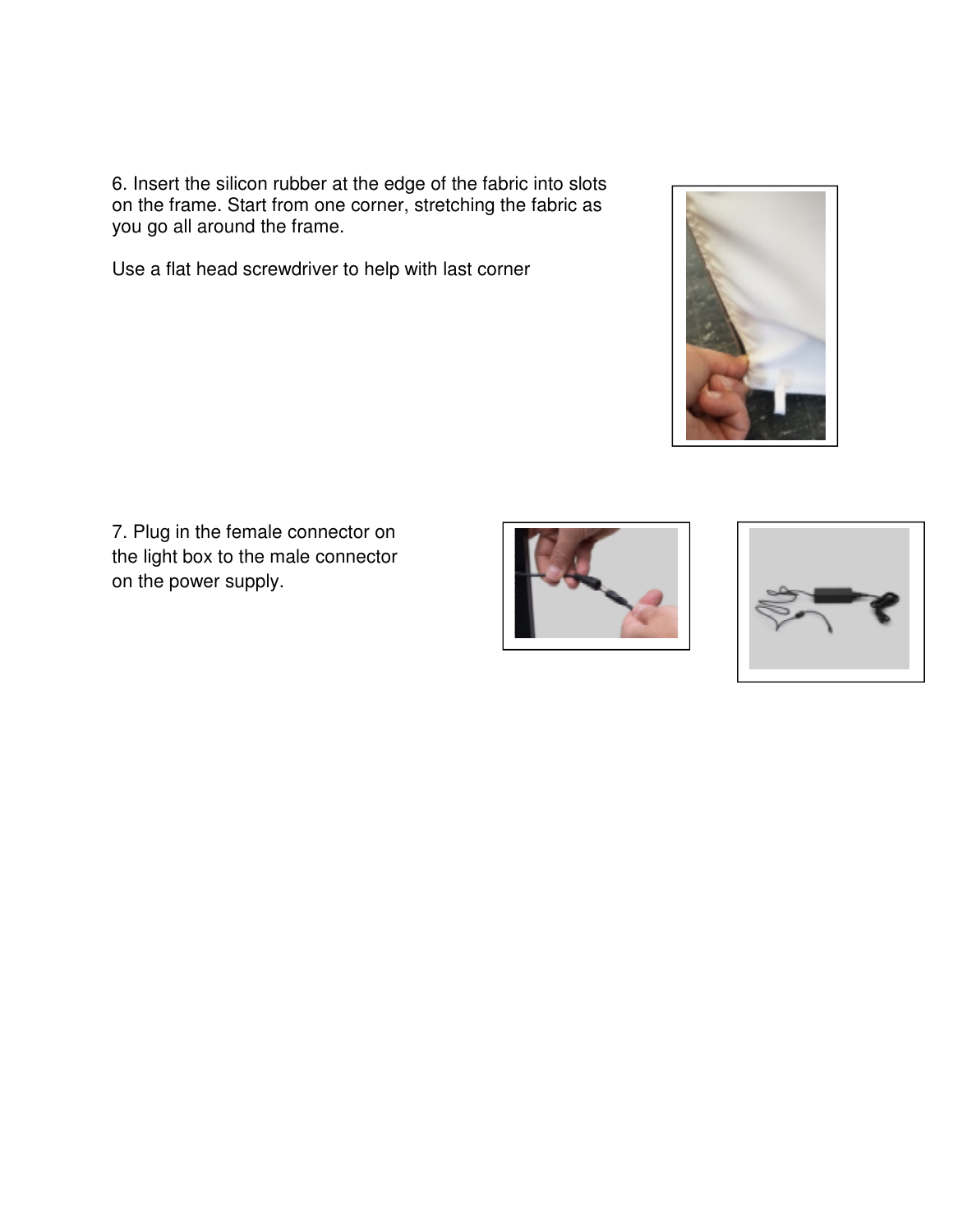6. Insert the silicon rubber at the edge of the fabric into slots on the frame. Start from one corner, stretching the fabric as you go all around the frame.

Use a flat head screwdriver to help with last corner

7. Plug in the female connector on the light box to the male connector on the power supply.